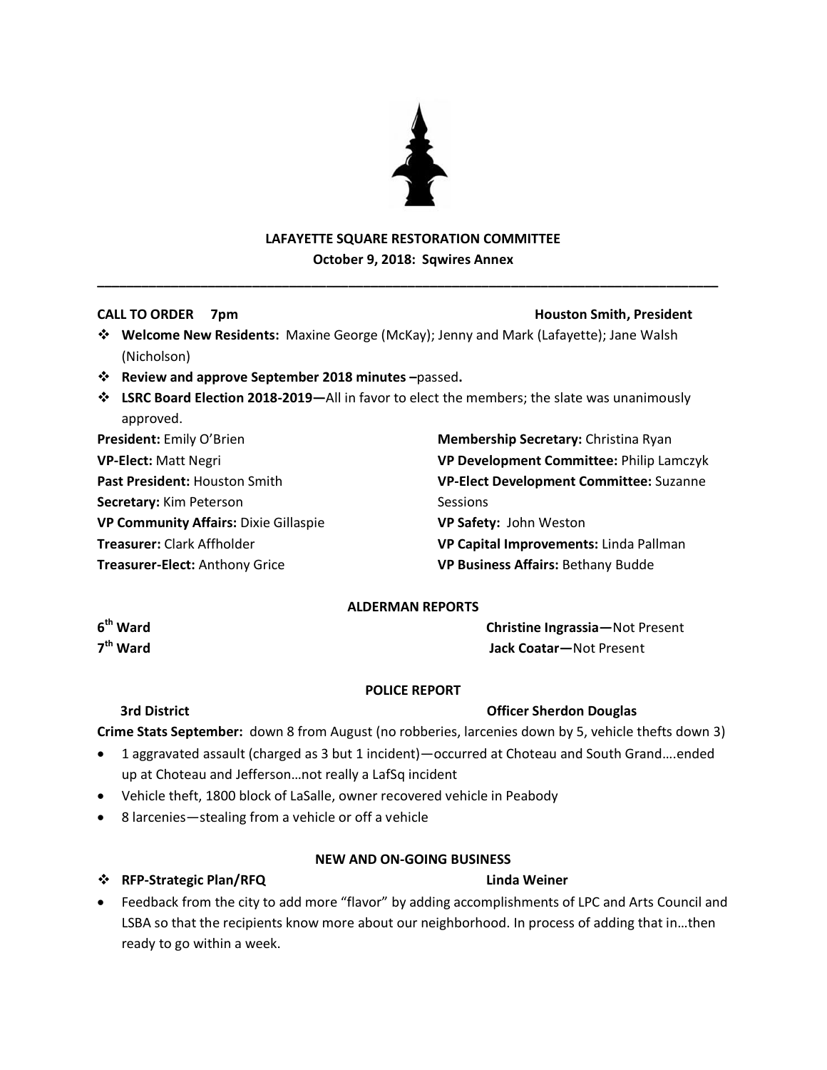# LAFAYETTE SQUARE RESTORATION COMMITTEE

**October 9, 2018: Sqwires Annex**

---

**CALL TO ORDER 7pm** **Houston Smith, President**

- **Welcome New Residents:** Maxine George (McKay); Jenny and Mark (Lafayette); Jane Walsh (Nicholson)
- **Review and approve September 2018 minutes** –passed**.**
- **LSRC Board Election 2018-2019—**All in favor to elect the members; the slate was unanimously approved.

**President:** Emily O'Brien
**VP-Elect:** Matt Negri
**Past President:** Houston Smith
**Secretary:** Kim Peterson
**VP Community Affairs:** Dixie Gillaspie
**Treasurer:** Clark Affholder
**Treasurer-Elect:** Anthony Grice
**Membership Secretary:** Christina Ryan
**VP Development Committee:** Philip Lamczyk
**VP-Elect Development Committee:** Suzanne Sessions
**VP Safety:** John Weston
**VP Capital Improvements:** Linda Pallman
**VP Business Affairs:** Bethany Budde

## ALDERMAN REPORTS

**6th Ward** **Christine Ingrassia—**Not Present
**7th Ward** **Jack Coatar—**Not Present

## POLICE REPORT

**3rd District** **Officer Sherdon Douglas**

**Crime Stats September:** down 8 from August (no robberies, larcenies down by 5, vehicle thefts down 3)

- 1 aggravated assault (charged as 3 but 1 incident)—occurred at Choteau and South Grand….ended up at Choteau and Jefferson…not really a LafSq incident
- Vehicle theft, 1800 block of LaSalle, owner recovered vehicle in Peabody
- 8 larcenies—stealing from a vehicle or off a vehicle

## NEW AND ON-GOING BUSINESS

- **RFP-Strategic Plan/RFQ** **Linda Weiner**

- Feedback from the city to add more "flavor" by adding accomplishments of LPC and Arts Council and LSBA so that the recipients know more about our neighborhood. In process of adding that in…then ready to go within a week.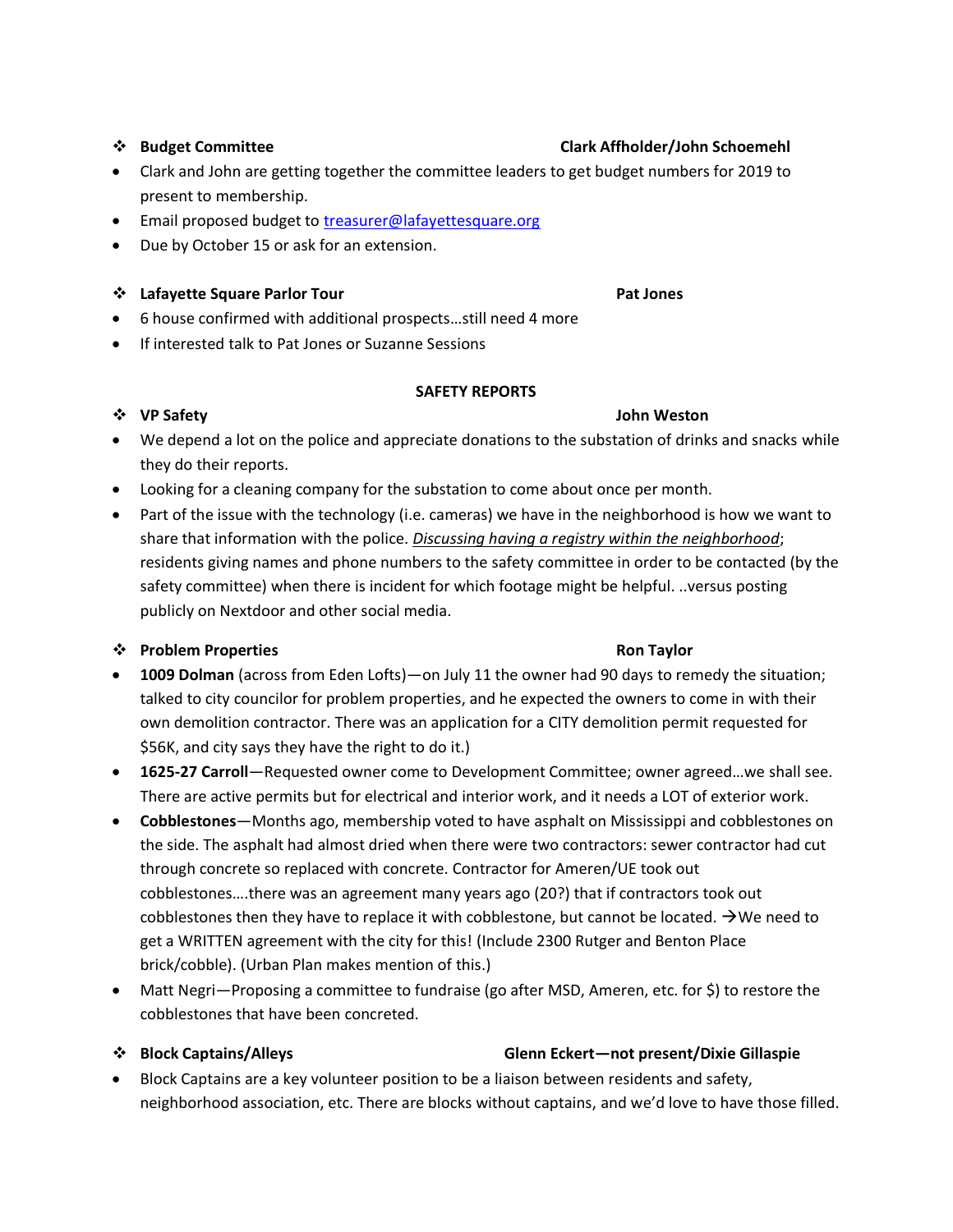❖ **Budget Committee** **Clark Affholder/John Schoemehl**

- Clark and John are getting together the committee leaders to get budget numbers for 2019 to present to membership.
- Email proposed budget to treasurer@lafayettesquare.org
- Due by October 15 or ask for an extension.

❖ **Lafayette Square Parlor Tour** **Pat Jones**

- 6 house confirmed with additional prospects…still need 4 more
- If interested talk to Pat Jones or Suzanne Sessions

**SAFETY REPORTS**

❖ **VP Safety** **John Weston**

- We depend a lot on the police and appreciate donations to the substation of drinks and snacks while they do their reports.
- Looking for a cleaning company for the substation to come about once per month.
- Part of the issue with the technology (i.e. cameras) we have in the neighborhood is how we want to share that information with the police. ***Discussing having a registry within the neighborhood***; residents giving names and phone numbers to the safety committee in order to be contacted (by the safety committee) when there is incident for which footage might be helpful. ..versus posting publicly on Nextdoor and other social media.

❖ **Problem Properties** **Ron Taylor**

- **1009 Dolman** (across from Eden Lofts)—on July 11 the owner had 90 days to remedy the situation; talked to city councilor for problem properties, and he expected the owners to come in with their own demolition contractor. There was an application for a CITY demolition permit requested for $56K, and city says they have the right to do it.)
- **1625-27 Carroll**—Requested owner come to Development Committee; owner agreed…we shall see. There are active permits but for electrical and interior work, and it needs a LOT of exterior work.
- **Cobblestones**—Months ago, membership voted to have asphalt on Mississippi and cobblestones on the side. The asphalt had almost dried when there were two contractors: sewer contractor had cut through concrete so replaced with concrete. Contractor for Ameren/UE took out cobblestones….there was an agreement many years ago (20?) that if contractors took out cobblestones then they have to replace it with cobblestone, but cannot be located. →We need to get a WRITTEN agreement with the city for this! (Include 2300 Rutger and Benton Place brick/cobble). (Urban Plan makes mention of this.)
- Matt Negri—Proposing a committee to fundraise (go after MSD, Ameren, etc. for $) to restore the cobblestones that have been concreted.

❖ **Block Captains/Alleys** **Glenn Eckert—not present/Dixie Gillaspie**

- Block Captains are a key volunteer position to be a liaison between residents and safety, neighborhood association, etc. There are blocks without captains, and we'd love to have those filled.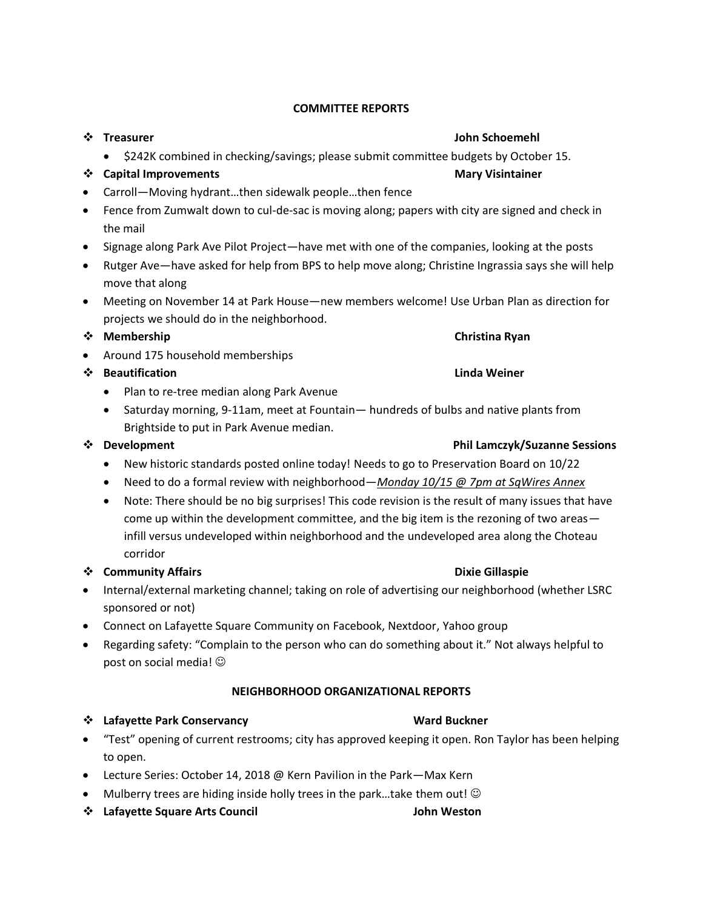## COMMITTEE REPORTS

- **Treasurer** **John Schoemehl**
  - $242K combined in checking/savings; please submit committee budgets by October 15.
- **Capital Improvements** **Mary Visintainer**
- Carroll—Moving hydrant…then sidewalk people…then fence
- Fence from Zumwalt down to cul-de-sac is moving along; papers with city are signed and check in the mail
- Signage along Park Ave Pilot Project—have met with one of the companies, looking at the posts
- Rutger Ave—have asked for help from BPS to help move along; Christine Ingrassia says she will help move that along
- Meeting on November 14 at Park House—new members welcome! Use Urban Plan as direction for projects we should do in the neighborhood.
- **Membership** **Christina Ryan**
- Around 175 household memberships
- **Beautification** **Linda Weiner**
  - Plan to re-tree median along Park Avenue
  - Saturday morning, 9-11am, meet at Fountain— hundreds of bulbs and native plants from Brightside to put in Park Avenue median.
- **Development** **Phil Lamczyk/Suzanne Sessions**
  - New historic standards posted online today! Needs to go to Preservation Board on 10/22
  - Need to do a formal review with neighborhood—***<u>Monday 10/15 @ 7pm at SqWires Annex</u>***
  - Note: There should be no big surprises! This code revision is the result of many issues that have come up within the development committee, and the big item is the rezoning of two areas—infill versus undeveloped within neighborhood and the undeveloped area along the Choteau corridor
- **Community Affairs** **Dixie Gillaspie**
- Internal/external marketing channel; taking on role of advertising our neighborhood (whether LSRC sponsored or not)
- Connect on Lafayette Square Community on Facebook, Nextdoor, Yahoo group
- Regarding safety: "Complain to the person who can do something about it." Not always helpful to post on social media! ☺

## NEIGHBORHOOD ORGANIZATIONAL REPORTS

- **Lafayette Park Conservancy** **Ward Buckner**
- "Test" opening of current restrooms; city has approved keeping it open. Ron Taylor has been helping to open.
- Lecture Series: October 14, 2018 @ Kern Pavilion in the Park—Max Kern
- Mulberry trees are hiding inside holly trees in the park…take them out! ☺
- **Lafayette Square Arts Council** **John Weston**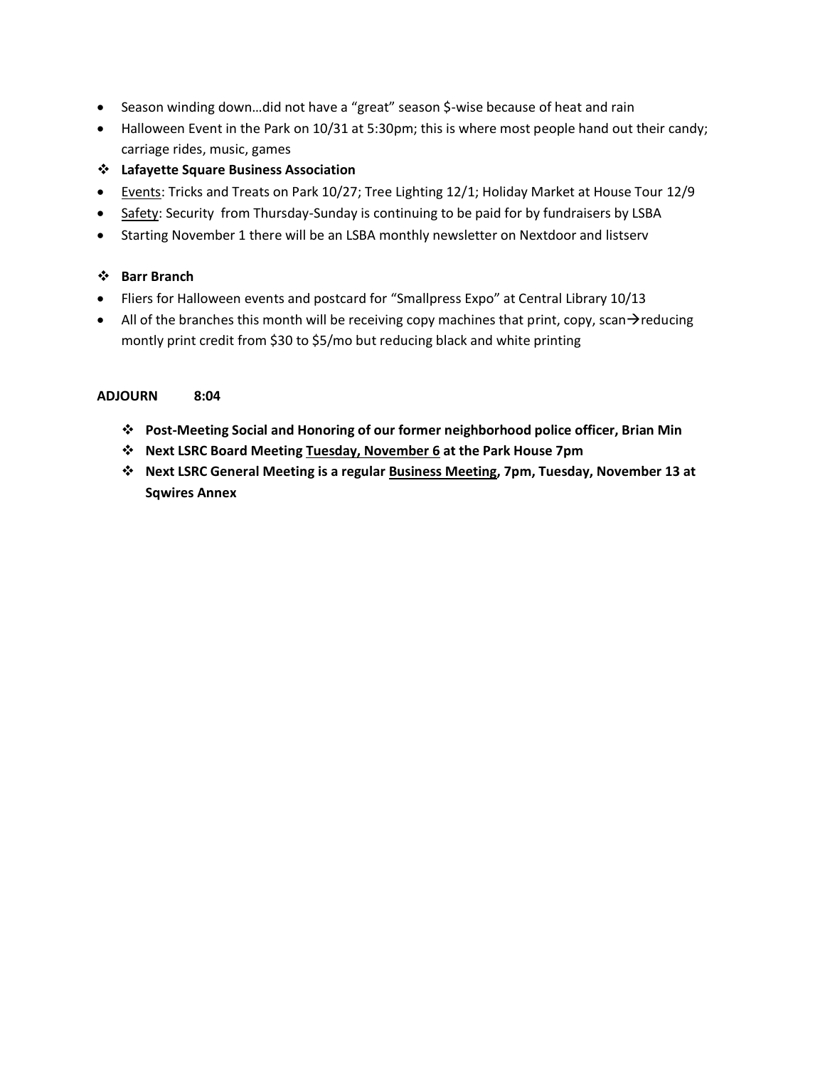- Season winding down…did not have a "great" season $-wise because of heat and rain
- Halloween Event in the Park on 10/31 at 5:30pm; this is where most people hand out their candy; carriage rides, music, games

❖ **Lafayette Square Business Association**

- Events: Tricks and Treats on Park 10/27; Tree Lighting 12/1; Holiday Market at House Tour 12/9
- Safety: Security from Thursday-Sunday is continuing to be paid for by fundraisers by LSBA
- Starting November 1 there will be an LSBA monthly newsletter on Nextdoor and listserv

❖ **Barr Branch**

- Fliers for Halloween events and postcard for "Smallpress Expo" at Central Library 10/13
- All of the branches this month will be receiving copy machines that print, copy, scan→reducing montly print credit from $30 to $5/mo but reducing black and white printing

**ADJOURN 8:04**

- ❖ **Post-Meeting Social and Honoring of our former neighborhood police officer, Brian Min**
- ❖ **Next LSRC Board Meeting Tuesday, November 6 at the Park House 7pm**
- ❖ **Next LSRC General Meeting is a regular Business Meeting, 7pm, Tuesday, November 13 at Sqwires Annex**